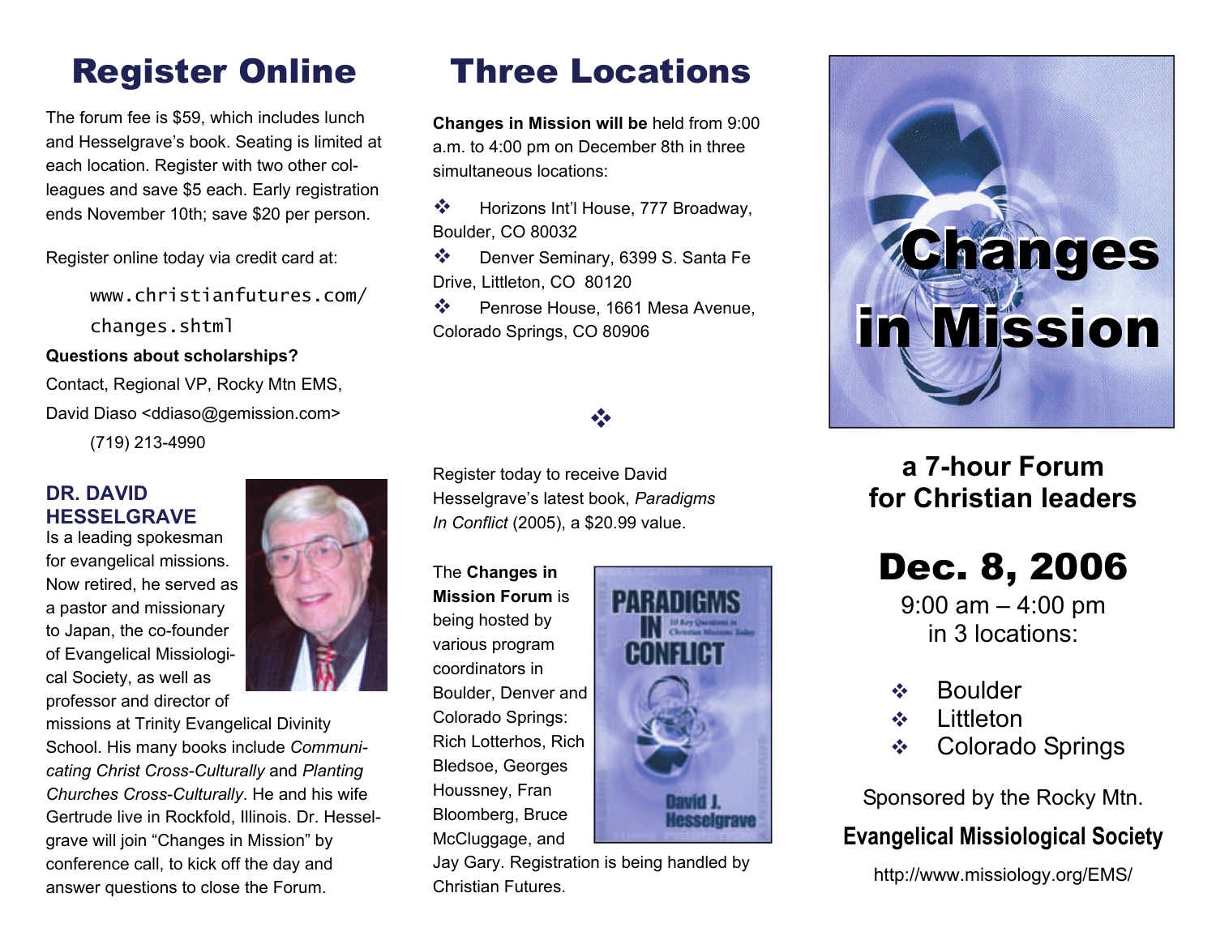# Register Online

The forum fee is $59, which includes lunch and Hesselgrave's book. Seating is limited at each location. Register with two other colleagues and save $5 each. Early registration ends November 10th; save $20 per person.

Register online today via credit card at:

```
www.christianfutures.com/
changes.shtml
```

**Questions about scholarships?**

Contact, Regional VP, Rocky Mtn EMS,

David Diaso <ddiaso@gemission.com>

(719) 213-4990

### DR. DAVID HESSELGRAVE

Is a leading spokesman for evangelical missions. Now retired, he served as a pastor and missionary to Japan, the co-founder of Evangelical Missiological Society, as well as professor and director of missions at Trinity Evangelical Divinity School. His many books include *Communicating Christ Cross-Culturally* and *Planting Churches Cross-Culturally*. He and his wife Gertrude live in Rockfold, Illinois. Dr. Hesselgrave will join "Changes in Mission" by conference call, to kick off the day and answer questions to close the Forum.

# Three Locations

**Changes in Mission will be** held from 9:00 a.m. to 4:00 pm on December 8th in three simultaneous locations:

- Horizons Int'l House, 777 Broadway, Boulder, CO 80032
- Denver Seminary, 6399 S. Santa Fe Drive, Littleton, CO 80120
- Penrose House, 1661 Mesa Avenue, Colorado Springs, CO 80906

Register today to receive David Hesselgrave's latest book, *Paradigms In Conflict* (2005), a $20.99 value.

The **Changes in Mission Forum** is being hosted by various program coordinators in Boulder, Denver and Colorado Springs: Rich Lotterhos, Rich Bledsoe, Georges Houssney, Fran Bloomberg, Bruce McCluggage, and Jay Gary. Registration is being handled by Christian Futures.

# Changes in Mission

## a 7-hour Forum for Christian leaders

# Dec. 8, 2006

9:00 am – 4:00 pm
in 3 locations:

- Boulder
- Littleton
- Colorado Springs

Sponsored by the Rocky Mtn.

**Evangelical Missiological Society**

http://www.missiology.org/EMS/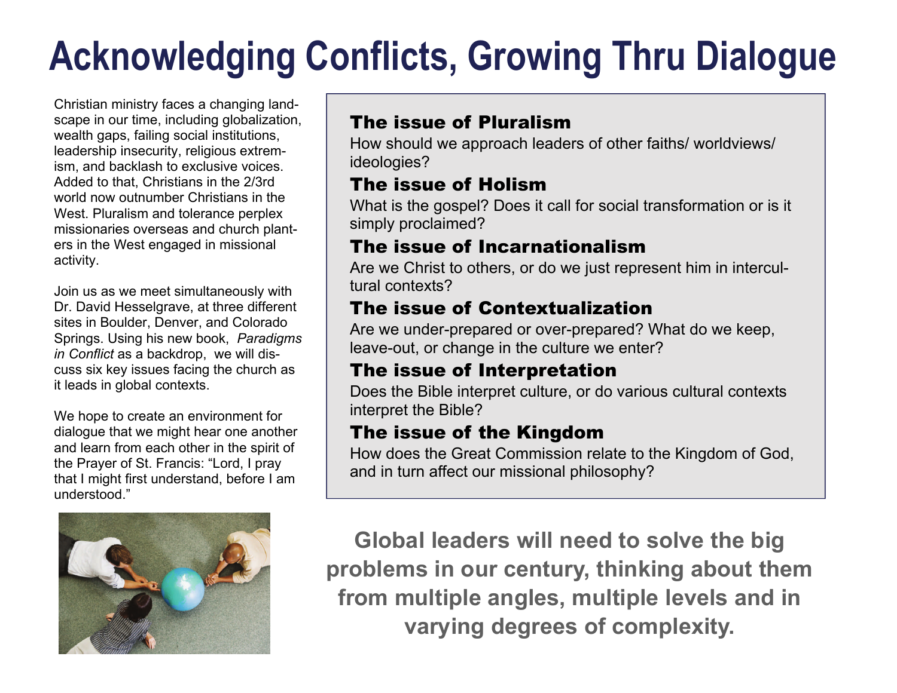# Acknowledging Conflicts, Growing Thru Dialogue

Christian ministry faces a changing landscape in our time, including globalization, wealth gaps, failing social institutions, leadership insecurity, religious extremism, and backlash to exclusive voices. Added to that, Christians in the 2/3rd world now outnumber Christians in the West. Pluralism and tolerance perplex missionaries overseas and church planters in the West engaged in missional activity.

Join us as we meet simultaneously with Dr. David Hesselgrave, at three different sites in Boulder, Denver, and Colorado Springs. Using his new book, *Paradigms in Conflict* as a backdrop, we will discuss six key issues facing the church as it leads in global contexts.

We hope to create an environment for dialogue that we might hear one another and learn from each other in the spirit of the Prayer of St. Francis: "Lord, I pray that I might first understand, before I am understood."

### The issue of Pluralism

How should we approach leaders of other faiths/ worldviews/ ideologies?

### The issue of Holism

What is the gospel? Does it call for social transformation or is it simply proclaimed?

### The issue of Incarnationalism

Are we Christ to others, or do we just represent him in intercultural contexts?

### The issue of Contextualization

Are we under-prepared or over-prepared? What do we keep, leave-out, or change in the culture we enter?

### The issue of Interpretation

Does the Bible interpret culture, or do various cultural contexts interpret the Bible?

### The issue of the Kingdom

How does the Great Commission relate to the Kingdom of God, and in turn affect our missional philosophy?

**Global leaders will need to solve the big problems in our century, thinking about them from multiple angles, multiple levels and in varying degrees of complexity.**